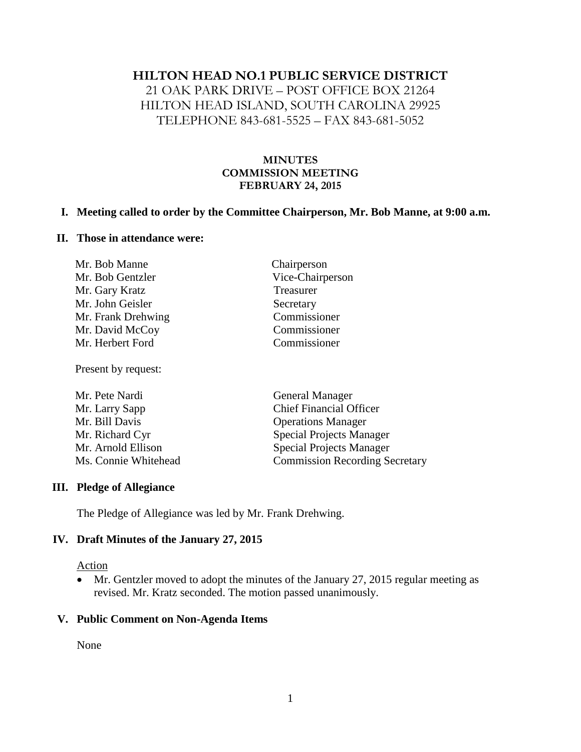# HILTON HEAD NO.1 PUBLIC SERVICE DISTRICT

21 OAK PARK DRIVE – POST OFFICE BOX 21264
HILTON HEAD ISLAND, SOUTH CAROLINA 29925
TELEPHONE 843-681-5525 – FAX 843-681-5052

## MINUTES
## COMMISSION MEETING
## FEBRUARY 24, 2015

### I. Meeting called to order by the Committee Chairperson, Mr. Bob Manne, at 9:00 a.m.

### II. Those in attendance were:

| | |
|---|---|
| Mr. Bob Manne | Chairperson |
| Mr. Bob Gentzler | Vice-Chairperson |
| Mr. Gary Kratz | Treasurer |
| Mr. John Geisler | Secretary |
| Mr. Frank Drehwing | Commissioner |
| Mr. David McCoy | Commissioner |
| Mr. Herbert Ford | Commissioner |

Present by request:

| | |
|---|---|
| Mr. Pete Nardi | General Manager |
| Mr. Larry Sapp | Chief Financial Officer |
| Mr. Bill Davis | Operations Manager |
| Mr. Richard Cyr | Special Projects Manager |
| Mr. Arnold Ellison | Special Projects Manager |
| Ms. Connie Whitehead | Commission Recording Secretary |

### III. Pledge of Allegiance

The Pledge of Allegiance was led by Mr. Frank Drehwing.

### IV. Draft Minutes of the January 27, 2015

Action

- Mr. Gentzler moved to adopt the minutes of the January 27, 2015 regular meeting as revised. Mr. Kratz seconded. The motion passed unanimously.

### V. Public Comment on Non-Agenda Items

None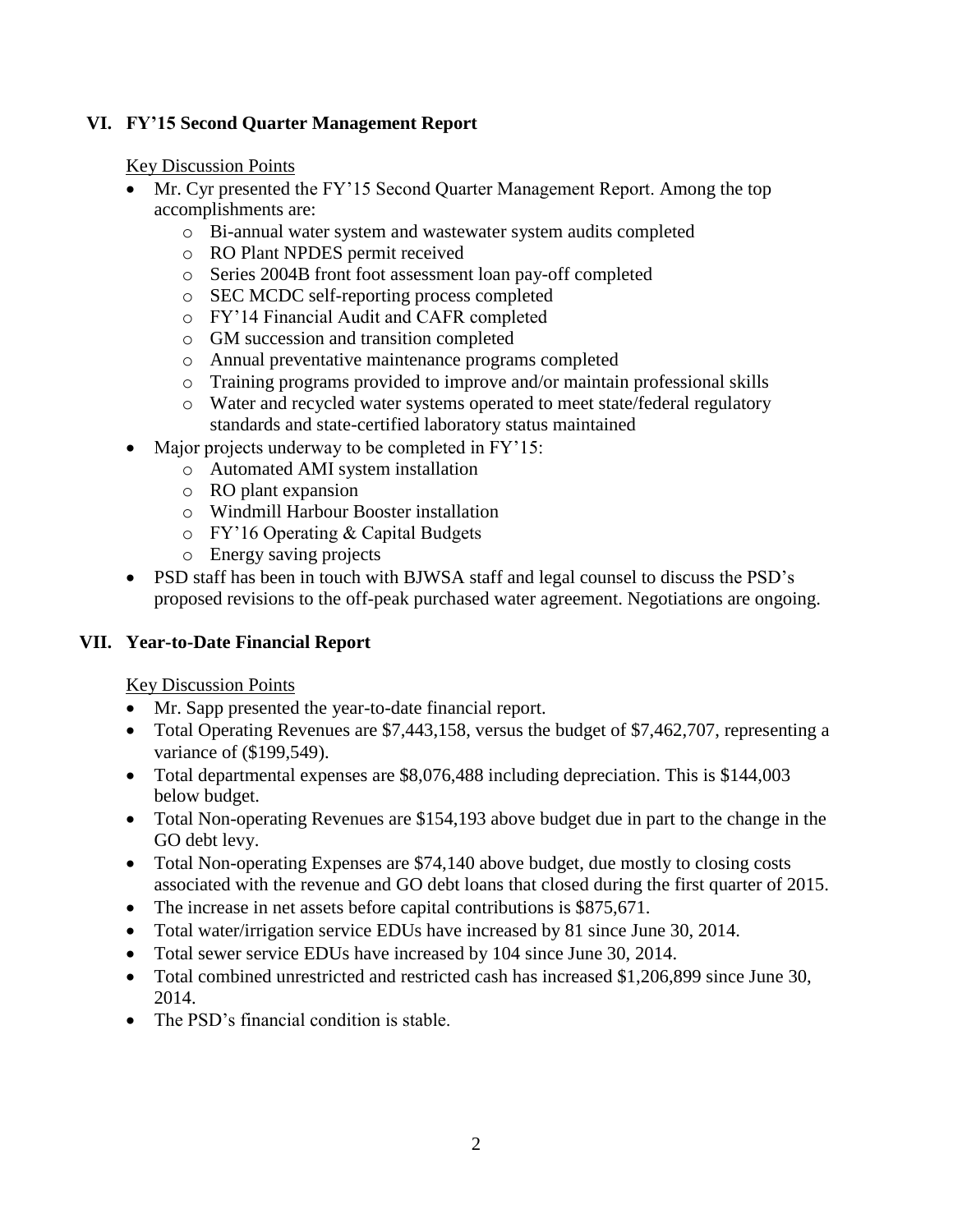## VI. FY'15 Second Quarter Management Report

Key Discussion Points

- Mr. Cyr presented the FY'15 Second Quarter Management Report. Among the top accomplishments are:
  - Bi-annual water system and wastewater system audits completed
  - RO Plant NPDES permit received
  - Series 2004B front foot assessment loan pay-off completed
  - SEC MCDC self-reporting process completed
  - FY'14 Financial Audit and CAFR completed
  - GM succession and transition completed
  - Annual preventative maintenance programs completed
  - Training programs provided to improve and/or maintain professional skills
  - Water and recycled water systems operated to meet state/federal regulatory standards and state-certified laboratory status maintained
- Major projects underway to be completed in FY'15:
  - Automated AMI system installation
  - RO plant expansion
  - Windmill Harbour Booster installation
  - FY'16 Operating & Capital Budgets
  - Energy saving projects
- PSD staff has been in touch with BJWSA staff and legal counsel to discuss the PSD's proposed revisions to the off-peak purchased water agreement. Negotiations are ongoing.

## VII. Year-to-Date Financial Report

Key Discussion Points

- Mr. Sapp presented the year-to-date financial report.
- Total Operating Revenues are $7,443,158, versus the budget of $7,462,707, representing a variance of ($199,549).
- Total departmental expenses are $8,076,488 including depreciation. This is $144,003 below budget.
- Total Non-operating Revenues are $154,193 above budget due in part to the change in the GO debt levy.
- Total Non-operating Expenses are $74,140 above budget, due mostly to closing costs associated with the revenue and GO debt loans that closed during the first quarter of 2015.
- The increase in net assets before capital contributions is $875,671.
- Total water/irrigation service EDUs have increased by 81 since June 30, 2014.
- Total sewer service EDUs have increased by 104 since June 30, 2014.
- Total combined unrestricted and restricted cash has increased $1,206,899 since June 30, 2014.
- The PSD's financial condition is stable.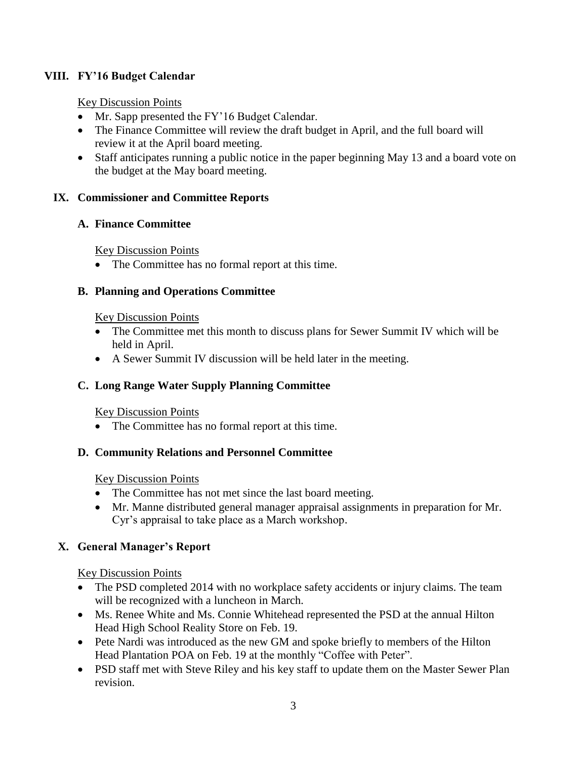## VIII. FY'16 Budget Calendar

Key Discussion Points

- Mr. Sapp presented the FY'16 Budget Calendar.
- The Finance Committee will review the draft budget in April, and the full board will review it at the April board meeting.
- Staff anticipates running a public notice in the paper beginning May 13 and a board vote on the budget at the May board meeting.

## IX. Commissioner and Committee Reports

### A. Finance Committee

Key Discussion Points

- The Committee has no formal report at this time.

### B. Planning and Operations Committee

Key Discussion Points

- The Committee met this month to discuss plans for Sewer Summit IV which will be held in April.
- A Sewer Summit IV discussion will be held later in the meeting.

### C. Long Range Water Supply Planning Committee

Key Discussion Points

- The Committee has no formal report at this time.

### D. Community Relations and Personnel Committee

Key Discussion Points

- The Committee has not met since the last board meeting.
- Mr. Manne distributed general manager appraisal assignments in preparation for Mr. Cyr's appraisal to take place as a March workshop.

## X. General Manager's Report

Key Discussion Points

- The PSD completed 2014 with no workplace safety accidents or injury claims. The team will be recognized with a luncheon in March.
- Ms. Renee White and Ms. Connie Whitehead represented the PSD at the annual Hilton Head High School Reality Store on Feb. 19.
- Pete Nardi was introduced as the new GM and spoke briefly to members of the Hilton Head Plantation POA on Feb. 19 at the monthly "Coffee with Peter".
- PSD staff met with Steve Riley and his key staff to update them on the Master Sewer Plan revision.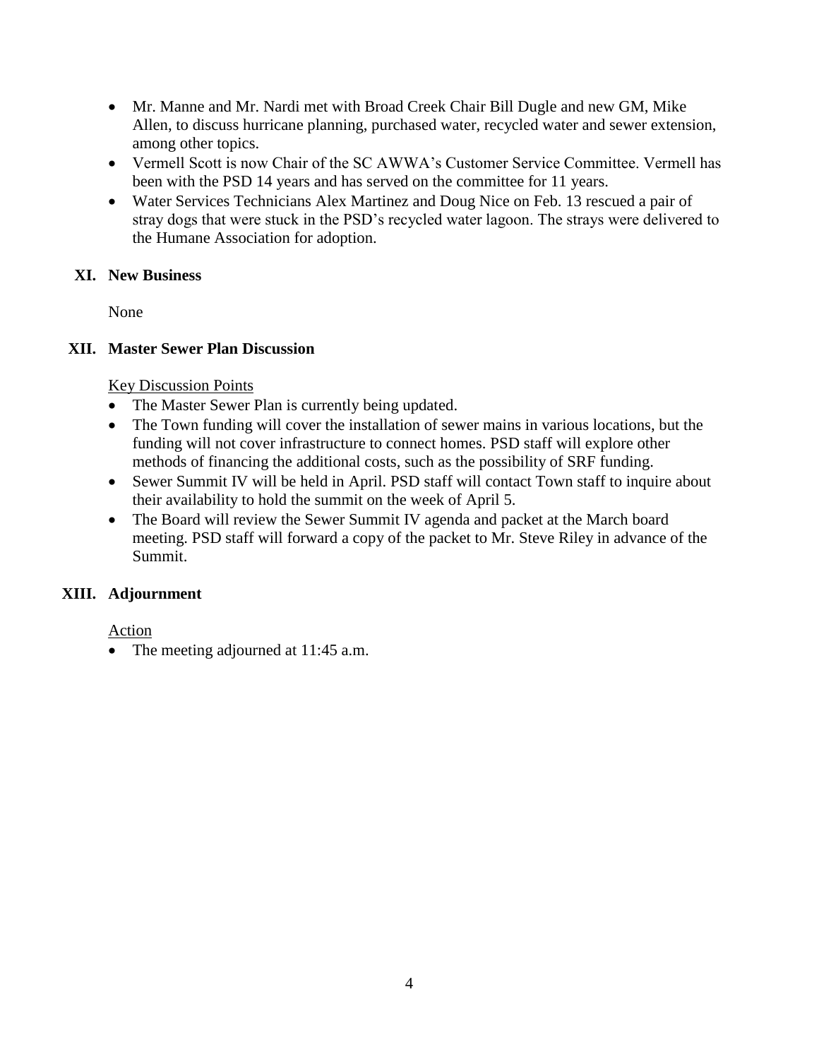- Mr. Manne and Mr. Nardi met with Broad Creek Chair Bill Dugle and new GM, Mike Allen, to discuss hurricane planning, purchased water, recycled water and sewer extension, among other topics.
- Vermell Scott is now Chair of the SC AWWA's Customer Service Committee. Vermell has been with the PSD 14 years and has served on the committee for 11 years.
- Water Services Technicians Alex Martinez and Doug Nice on Feb. 13 rescued a pair of stray dogs that were stuck in the PSD's recycled water lagoon. The strays were delivered to the Humane Association for adoption.

## XI. New Business

None

## XII. Master Sewer Plan Discussion

Key Discussion Points

- The Master Sewer Plan is currently being updated.
- The Town funding will cover the installation of sewer mains in various locations, but the funding will not cover infrastructure to connect homes. PSD staff will explore other methods of financing the additional costs, such as the possibility of SRF funding.
- Sewer Summit IV will be held in April. PSD staff will contact Town staff to inquire about their availability to hold the summit on the week of April 5.
- The Board will review the Sewer Summit IV agenda and packet at the March board meeting. PSD staff will forward a copy of the packet to Mr. Steve Riley in advance of the Summit.

## XIII. Adjournment

Action

- The meeting adjourned at 11:45 a.m.